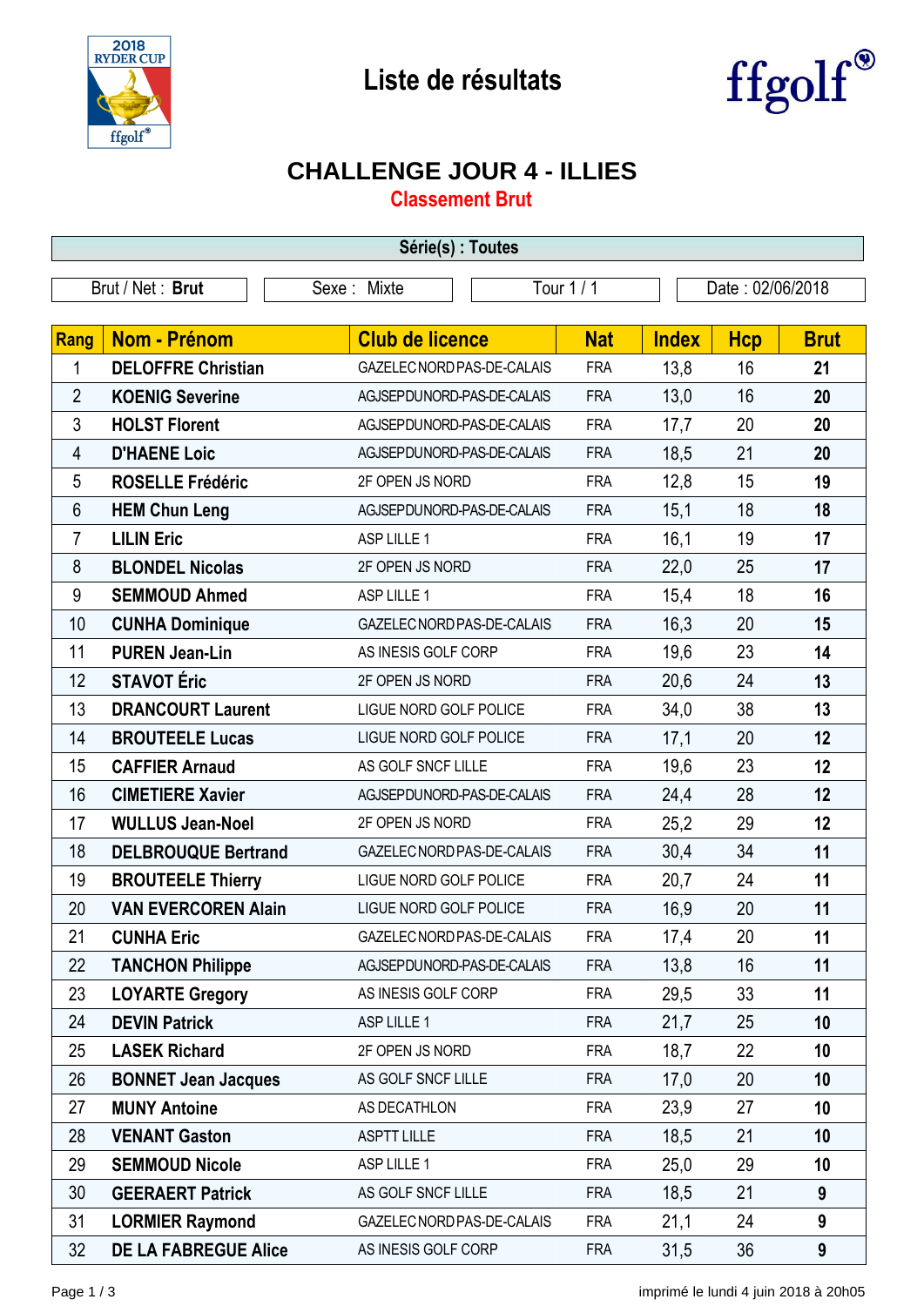# Liste de résultats

ffgolf

## CHALLENGE JOUR 4 - ILLIES

### Classement Brut

**Série(s) : Toutes**

| Brut / Net : **Brut** | Sexe : Mixte | Tour 1 / 1 | Date : 02/06/2018 |
|---|---|---|---|

| Rang | Nom - Prénom | Club de licence | Nat | Index | Hcp | Brut |
|---|---|---|---|---|---|---|
| 1 | **DELOFFRE Christian** | GAZELEC NORD PAS-DE-CALAIS | FRA | 13,8 | 16 | **21** |
| 2 | **KOENIG Severine** | AGJSEPDUNORD-PAS-DE-CALAIS | FRA | 13,0 | 16 | **20** |
| 3 | **HOLST Florent** | AGJSEPDUNORD-PAS-DE-CALAIS | FRA | 17,7 | 20 | **20** |
| 4 | **D'HAENE Loic** | AGJSEPDUNORD-PAS-DE-CALAIS | FRA | 18,5 | 21 | **20** |
| 5 | **ROSELLE Frédéric** | 2F OPEN JS NORD | FRA | 12,8 | 15 | **19** |
| 6 | **HEM Chun Leng** | AGJSEPDUNORD-PAS-DE-CALAIS | FRA | 15,1 | 18 | **18** |
| 7 | **LILIN Eric** | ASP LILLE 1 | FRA | 16,1 | 19 | **17** |
| 8 | **BLONDEL Nicolas** | 2F OPEN JS NORD | FRA | 22,0 | 25 | **17** |
| 9 | **SEMMOUD Ahmed** | ASP LILLE 1 | FRA | 15,4 | 18 | **16** |
| 10 | **CUNHA Dominique** | GAZELEC NORD PAS-DE-CALAIS | FRA | 16,3 | 20 | **15** |
| 11 | **PUREN Jean-Lin** | AS INESIS GOLF CORP | FRA | 19,6 | 23 | **14** |
| 12 | **STAVOT Éric** | 2F OPEN JS NORD | FRA | 20,6 | 24 | **13** |
| 13 | **DRANCOURT Laurent** | LIGUE NORD GOLF POLICE | FRA | 34,0 | 38 | **13** |
| 14 | **BROUTEELE Lucas** | LIGUE NORD GOLF POLICE | FRA | 17,1 | 20 | **12** |
| 15 | **CAFFIER Arnaud** | AS GOLF SNCF LILLE | FRA | 19,6 | 23 | **12** |
| 16 | **CIMETIERE Xavier** | AGJSEPDUNORD-PAS-DE-CALAIS | FRA | 24,4 | 28 | **12** |
| 17 | **WULLUS Jean-Noel** | 2F OPEN JS NORD | FRA | 25,2 | 29 | **12** |
| 18 | **DELBROUQUE Bertrand** | GAZELEC NORD PAS-DE-CALAIS | FRA | 30,4 | 34 | **11** |
| 19 | **BROUTEELE Thierry** | LIGUE NORD GOLF POLICE | FRA | 20,7 | 24 | **11** |
| 20 | **VAN EVERCOREN Alain** | LIGUE NORD GOLF POLICE | FRA | 16,9 | 20 | **11** |
| 21 | **CUNHA Eric** | GAZELEC NORD PAS-DE-CALAIS | FRA | 17,4 | 20 | **11** |
| 22 | **TANCHON Philippe** | AGJSEPDUNORD-PAS-DE-CALAIS | FRA | 13,8 | 16 | **11** |
| 23 | **LOYARTE Gregory** | AS INESIS GOLF CORP | FRA | 29,5 | 33 | **11** |
| 24 | **DEVIN Patrick** | ASP LILLE 1 | FRA | 21,7 | 25 | **10** |
| 25 | **LASEK Richard** | 2F OPEN JS NORD | FRA | 18,7 | 22 | **10** |
| 26 | **BONNET Jean Jacques** | AS GOLF SNCF LILLE | FRA | 17,0 | 20 | **10** |
| 27 | **MUNY Antoine** | AS DECATHLON | FRA | 23,9 | 27 | **10** |
| 28 | **VENANT Gaston** | ASPTT LILLE | FRA | 18,5 | 21 | **10** |
| 29 | **SEMMOUD Nicole** | ASP LILLE 1 | FRA | 25,0 | 29 | **10** |
| 30 | **GEERAERT Patrick** | AS GOLF SNCF LILLE | FRA | 18,5 | 21 | **9** |
| 31 | **LORMIER Raymond** | GAZELEC NORD PAS-DE-CALAIS | FRA | 21,1 | 24 | **9** |
| 32 | **DE LA FABREGUE Alice** | AS INESIS GOLF CORP | FRA | 31,5 | 36 | **9** |

imprimé le lundi 4 juin 2018 à 20h05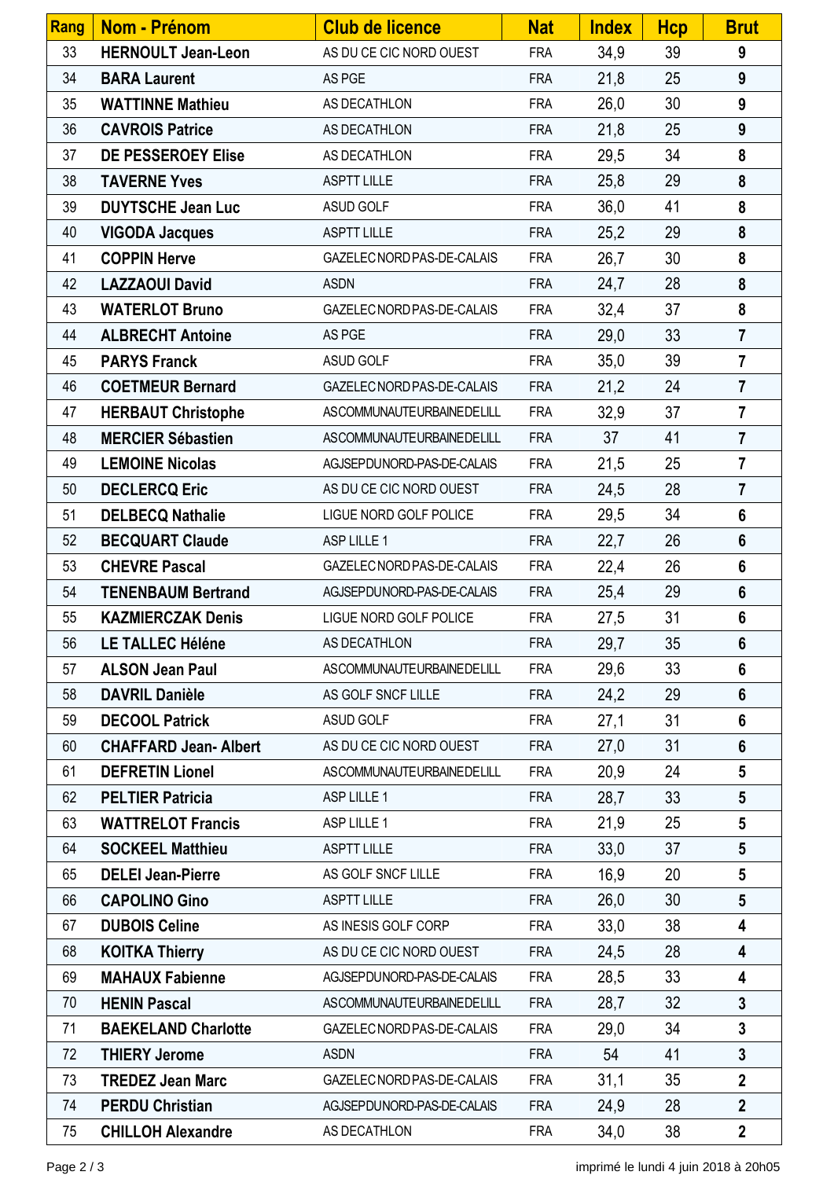| Rang | Nom - Prénom | Club de licence | Nat | Index | Hcp | Brut |
|---|---|---|---|---|---|---|
| 33 | **HERNOULT Jean-Leon** | AS DU CE CIC NORD OUEST | FRA | 34,9 | 39 | **9** |
| 34 | **BARA Laurent** | AS PGE | FRA | 21,8 | 25 | **9** |
| 35 | **WATTINNE Mathieu** | AS DECATHLON | FRA | 26,0 | 30 | **9** |
| 36 | **CAVROIS Patrice** | AS DECATHLON | FRA | 21,8 | 25 | **9** |
| 37 | **DE PESSEROEY Elise** | AS DECATHLON | FRA | 29,5 | 34 | **8** |
| 38 | **TAVERNE Yves** | ASPTT LILLE | FRA | 25,8 | 29 | **8** |
| 39 | **DUYTSCHE Jean Luc** | ASUD GOLF | FRA | 36,0 | 41 | **8** |
| 40 | **VIGODA Jacques** | ASPTT LILLE | FRA | 25,2 | 29 | **8** |
| 41 | **COPPIN Herve** | GAZELEC NORD PAS-DE-CALAIS | FRA | 26,7 | 30 | **8** |
| 42 | **LAZZAOUI David** | ASDN | FRA | 24,7 | 28 | **8** |
| 43 | **WATERLOT Bruno** | GAZELEC NORD PAS-DE-CALAIS | FRA | 32,4 | 37 | **8** |
| 44 | **ALBRECHT Antoine** | AS PGE | FRA | 29,0 | 33 | **7** |
| 45 | **PARYS Franck** | ASUD GOLF | FRA | 35,0 | 39 | **7** |
| 46 | **COETMEUR Bernard** | GAZELEC NORD PAS-DE-CALAIS | FRA | 21,2 | 24 | **7** |
| 47 | **HERBAUT Christophe** | ASCOMMUNAUTEURBAINEDELILL | FRA | 32,9 | 37 | **7** |
| 48 | **MERCIER Sébastien** | ASCOMMUNAUTEURBAINEDELILL | FRA | 37 | 41 | **7** |
| 49 | **LEMOINE Nicolas** | AGJSEPDUNORD-PAS-DE-CALAIS | FRA | 21,5 | 25 | **7** |
| 50 | **DECLERCQ Eric** | AS DU CE CIC NORD OUEST | FRA | 24,5 | 28 | **7** |
| 51 | **DELBECQ Nathalie** | LIGUE NORD GOLF POLICE | FRA | 29,5 | 34 | **6** |
| 52 | **BECQUART Claude** | ASP LILLE 1 | FRA | 22,7 | 26 | **6** |
| 53 | **CHEVRE Pascal** | GAZELEC NORD PAS-DE-CALAIS | FRA | 22,4 | 26 | **6** |
| 54 | **TENENBAUM Bertrand** | AGJSEPDUNORD-PAS-DE-CALAIS | FRA | 25,4 | 29 | **6** |
| 55 | **KAZMIERCZAK Denis** | LIGUE NORD GOLF POLICE | FRA | 27,5 | 31 | **6** |
| 56 | **LE TALLEC Héléne** | AS DECATHLON | FRA | 29,7 | 35 | **6** |
| 57 | **ALSON Jean Paul** | ASCOMMUNAUTEURBAINEDELILL | FRA | 29,6 | 33 | **6** |
| 58 | **DAVRIL Danièle** | AS GOLF SNCF LILLE | FRA | 24,2 | 29 | **6** |
| 59 | **DECOOL Patrick** | ASUD GOLF | FRA | 27,1 | 31 | **6** |
| 60 | **CHAFFARD Jean- Albert** | AS DU CE CIC NORD OUEST | FRA | 27,0 | 31 | **6** |
| 61 | **DEFRETIN Lionel** | ASCOMMUNAUTEURBAINEDELILL | FRA | 20,9 | 24 | **5** |
| 62 | **PELTIER Patricia** | ASP LILLE 1 | FRA | 28,7 | 33 | **5** |
| 63 | **WATTRELOT Francis** | ASP LILLE 1 | FRA | 21,9 | 25 | **5** |
| 64 | **SOCKEEL Matthieu** | ASPTT LILLE | FRA | 33,0 | 37 | **5** |
| 65 | **DELEI Jean-Pierre** | AS GOLF SNCF LILLE | FRA | 16,9 | 20 | **5** |
| 66 | **CAPOLINO Gino** | ASPTT LILLE | FRA | 26,0 | 30 | **5** |
| 67 | **DUBOIS Celine** | AS INESIS GOLF CORP | FRA | 33,0 | 38 | **4** |
| 68 | **KOITKA Thierry** | AS DU CE CIC NORD OUEST | FRA | 24,5 | 28 | **4** |
| 69 | **MAHAUX Fabienne** | AGJSEPDUNORD-PAS-DE-CALAIS | FRA | 28,5 | 33 | **4** |
| 70 | **HENIN Pascal** | ASCOMMUNAUTEURBAINEDELILL | FRA | 28,7 | 32 | **3** |
| 71 | **BAEKELAND Charlotte** | GAZELEC NORD PAS-DE-CALAIS | FRA | 29,0 | 34 | **3** |
| 72 | **THIERY Jerome** | ASDN | FRA | 54 | 41 | **3** |
| 73 | **TREDEZ Jean Marc** | GAZELEC NORD PAS-DE-CALAIS | FRA | 31,1 | 35 | **2** |
| 74 | **PERDU Christian** | AGJSEPDUNORD-PAS-DE-CALAIS | FRA | 24,9 | 28 | **2** |
| 75 | **CHILLOH Alexandre** | AS DECATHLON | FRA | 34,0 | 38 | **2** |

imprimé le lundi 4 juin 2018 à 20h05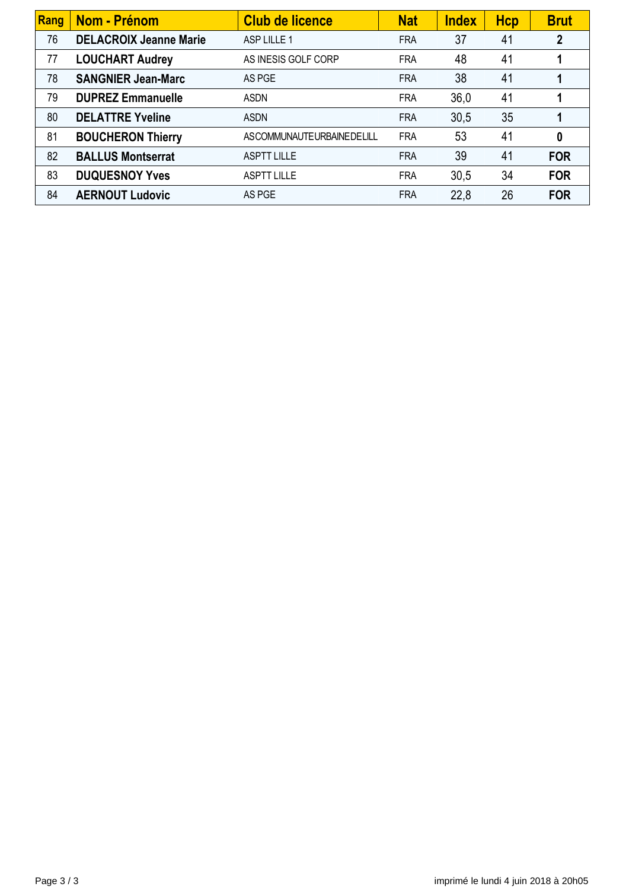| Rang | Nom - Prénom | Club de licence | Nat | Index | Hcp | Brut |
|---|---|---|---|---|---|---|
| 76 | **DELACROIX Jeanne Marie** | ASP LILLE 1 | FRA | 37 | 41 | **2** |
| 77 | **LOUCHART Audrey** | AS INESIS GOLF CORP | FRA | 48 | 41 | **1** |
| 78 | **SANGNIER Jean-Marc** | AS PGE | FRA | 38 | 41 | **1** |
| 79 | **DUPREZ Emmanuelle** | ASDN | FRA | 36,0 | 41 | **1** |
| 80 | **DELATTRE Yveline** | ASDN | FRA | 30,5 | 35 | **1** |
| 81 | **BOUCHERON Thierry** | ASCOMMUNAUTEURBAINEDELILL | FRA | 53 | 41 | **0** |
| 82 | **BALLUS Montserrat** | ASPTT LILLE | FRA | 39 | 41 | **FOR** |
| 83 | **DUQUESNOY Yves** | ASPTT LILLE | FRA | 30,5 | 34 | **FOR** |
| 84 | **AERNOUT Ludovic** | AS PGE | FRA | 22,8 | 26 | **FOR** |

imprimé le lundi 4 juin 2018 à 20h05